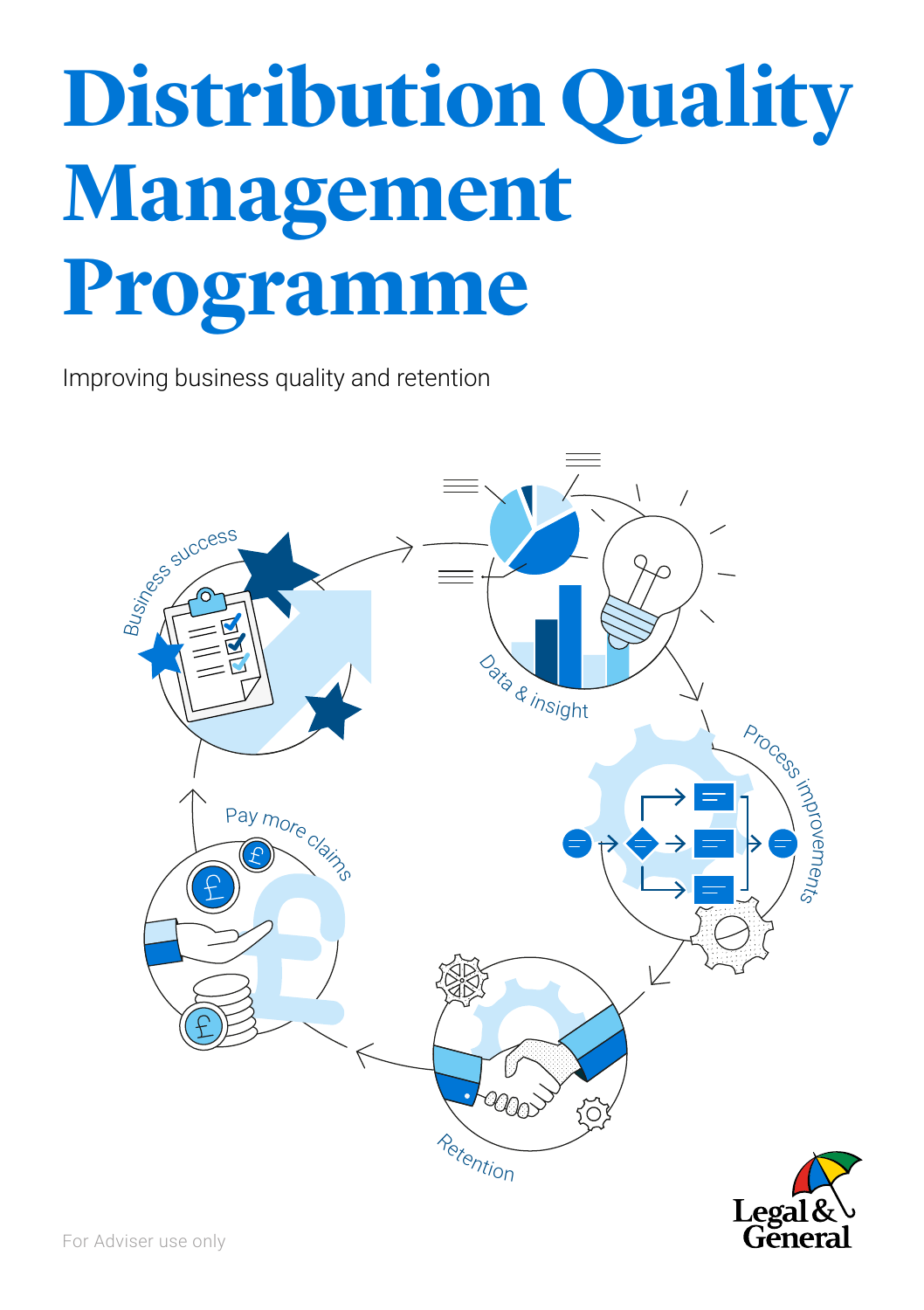# Distribution Quality Management Programme

Improving business quality and retention

Business success

Data & insight

Process improvements

Retention

Pay more claims

For Adviser use only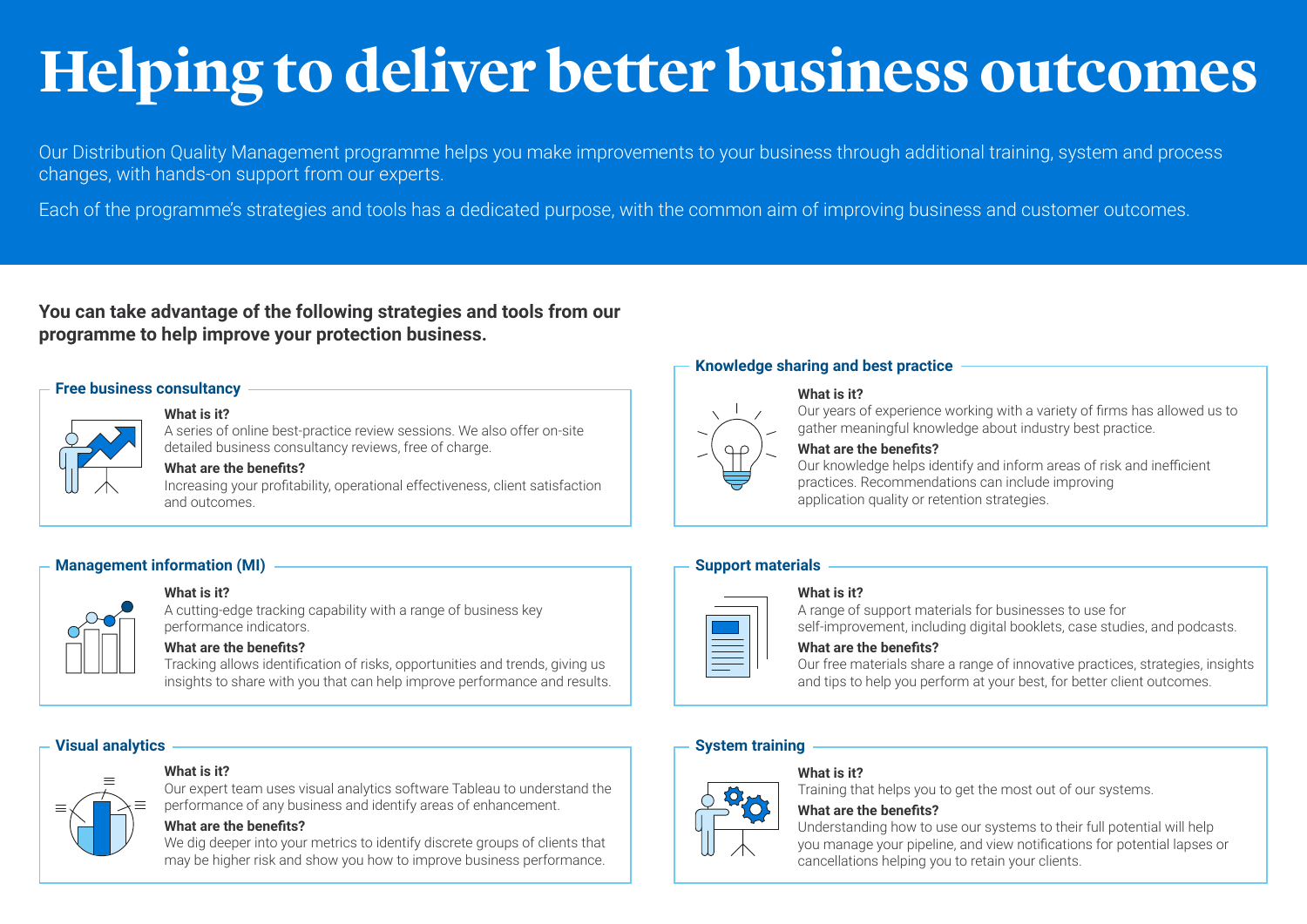# Helping to deliver better business outcomes

Our Distribution Quality Management programme helps you make improvements to your business through additional training, system and process changes, with hands-on support from our experts.

Each of the programme's strategies and tools has a dedicated purpose, with the common aim of improving business and customer outcomes.

**You can take advantage of the following strategies and tools from our programme to help improve your protection business.**

### Free business consultancy

**What is it?**
A series of online best-practice review sessions. We also offer on-site detailed business consultancy reviews, free of charge.

**What are the benefits?**
Increasing your profitability, operational effectiveness, client satisfaction and outcomes.

### Management information (MI)

**What is it?**
A cutting-edge tracking capability with a range of business key performance indicators.

**What are the benefits?**
Tracking allows identification of risks, opportunities and trends, giving us insights to share with you that can help improve performance and results.

### Visual analytics

**What is it?**
Our expert team uses visual analytics software Tableau to understand the performance of any business and identify areas of enhancement.

**What are the benefits?**
We dig deeper into your metrics to identify discrete groups of clients that may be higher risk and show you how to improve business performance.

### Knowledge sharing and best practice

**What is it?**
Our years of experience working with a variety of firms has allowed us to gather meaningful knowledge about industry best practice.

**What are the benefits?**
Our knowledge helps identify and inform areas of risk and inefficient practices. Recommendations can include improving application quality or retention strategies.

### Support materials

**What is it?**
A range of support materials for businesses to use for self-improvement, including digital booklets, case studies, and podcasts.

**What are the benefits?**
Our free materials share a range of innovative practices, strategies, insights and tips to help you perform at your best, for better client outcomes.

### System training

**What is it?**
Training that helps you to get the most out of our systems.

**What are the benefits?**
Understanding how to use our systems to their full potential will help you manage your pipeline, and view notifications for potential lapses or cancellations helping you to retain your clients.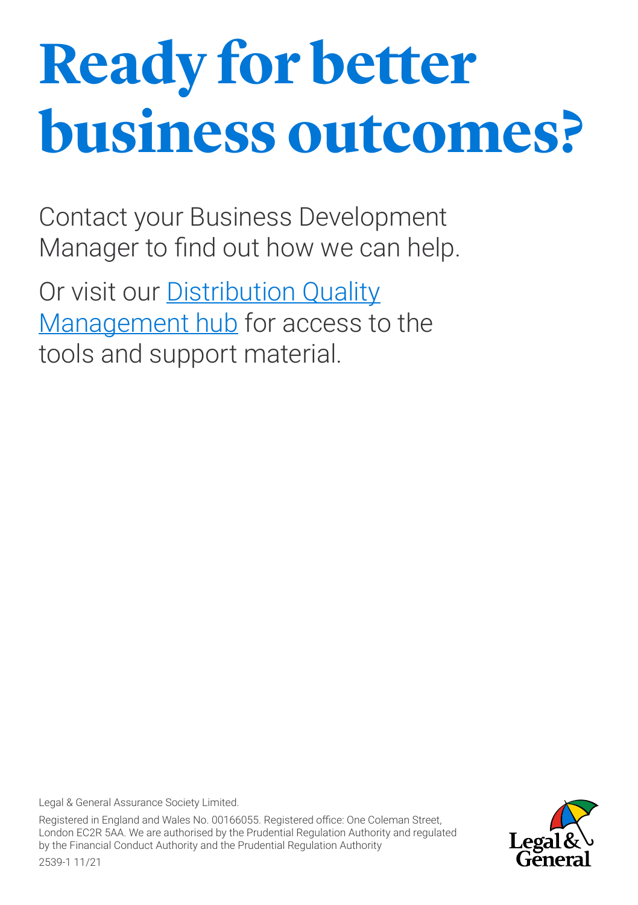# Ready for better business outcomes?

Contact your Business Development Manager to find out how we can help.

Or visit our Distribution Quality Management hub for access to the tools and support material.

Legal & General Assurance Society Limited.

Registered in England and Wales No. 00166055. Registered office: One Coleman Street, London EC2R 5AA. We are authorised by the Prudential Regulation Authority and regulated by the Financial Conduct Authority and the Prudential Regulation Authority

2539-1 11/21